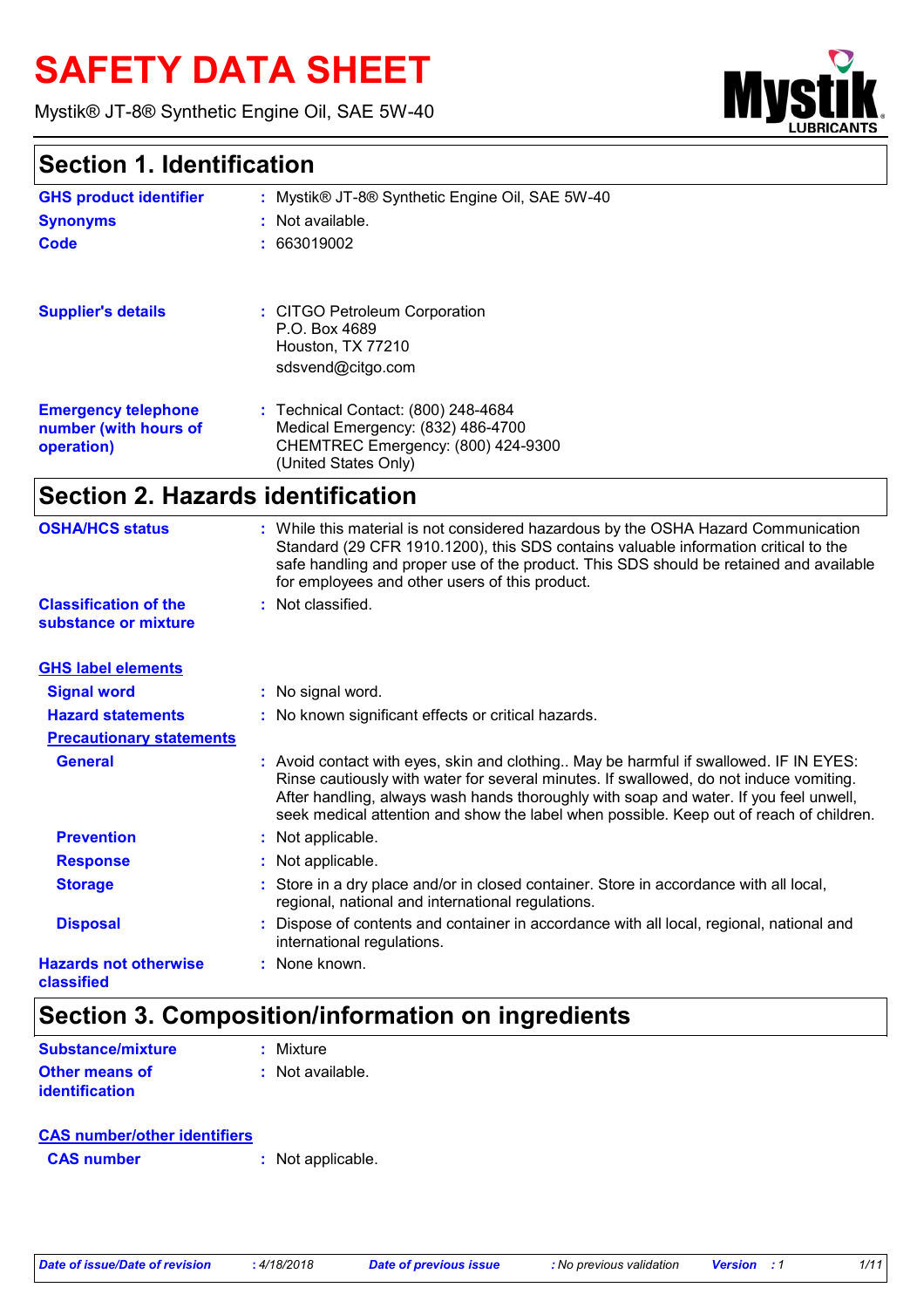# SAFETY DATA SHEET

Mystik® JT-8® Synthetic Engine Oil, SAE 5W-40

## Section 1. Identification

| | | |
|---|---|---|
| **GHS product identifier** | : | Mystik® JT-8® Synthetic Engine Oil, SAE 5W-40 |
| **Synonyms** | : | Not available. |
| **Code** | : | 663019002 |
| **Supplier's details** | : | CITGO Petroleum Corporation<br>P.O. Box 4689<br>Houston, TX 77210<br>sdsvend@citgo.com |
| **Emergency telephone number (with hours of operation)** | : | Technical Contact: (800) 248-4684<br>Medical Emergency: (832) 486-4700<br>CHEMTREC Emergency: (800) 424-9300<br>(United States Only) |

## Section 2. Hazards identification

| | | |
|---|---|---|
| **OSHA/HCS status** | : | While this material is not considered hazardous by the OSHA Hazard Communication Standard (29 CFR 1910.1200), this SDS contains valuable information critical to the safe handling and proper use of the product. This SDS should be retained and available for employees and other users of this product. |
| **Classification of the substance or mixture** | : | Not classified. |

**GHS label elements**

| | | |
|---|---|---|
| **Signal word** | : | No signal word. |
| **Hazard statements** | : | No known significant effects or critical hazards. |

**Precautionary statements**

| | | |
|---|---|---|
| **General** | : | Avoid contact with eyes, skin and clothing.. May be harmful if swallowed. IF IN EYES: Rinse cautiously with water for several minutes. If swallowed, do not induce vomiting. After handling, always wash hands thoroughly with soap and water. If you feel unwell, seek medical attention and show the label when possible. Keep out of reach of children. |
| **Prevention** | : | Not applicable. |
| **Response** | : | Not applicable. |
| **Storage** | : | Store in a dry place and/or in closed container. Store in accordance with all local, regional, national and international regulations. |
| **Disposal** | : | Dispose of contents and container in accordance with all local, regional, national and international regulations. |
| **Hazards not otherwise classified** | : | None known. |

## Section 3. Composition/information on ingredients

| | | |
|---|---|---|
| **Substance/mixture** | : | Mixture |
| **Other means of identification** | : | Not available. |

**CAS number/other identifiers**

| | | |
|---|---|---|
| **CAS number** | : | Not applicable. |

*Date of issue/Date of revision* : 4/18/2018 *Date of previous issue* : No previous validation *Version* : 1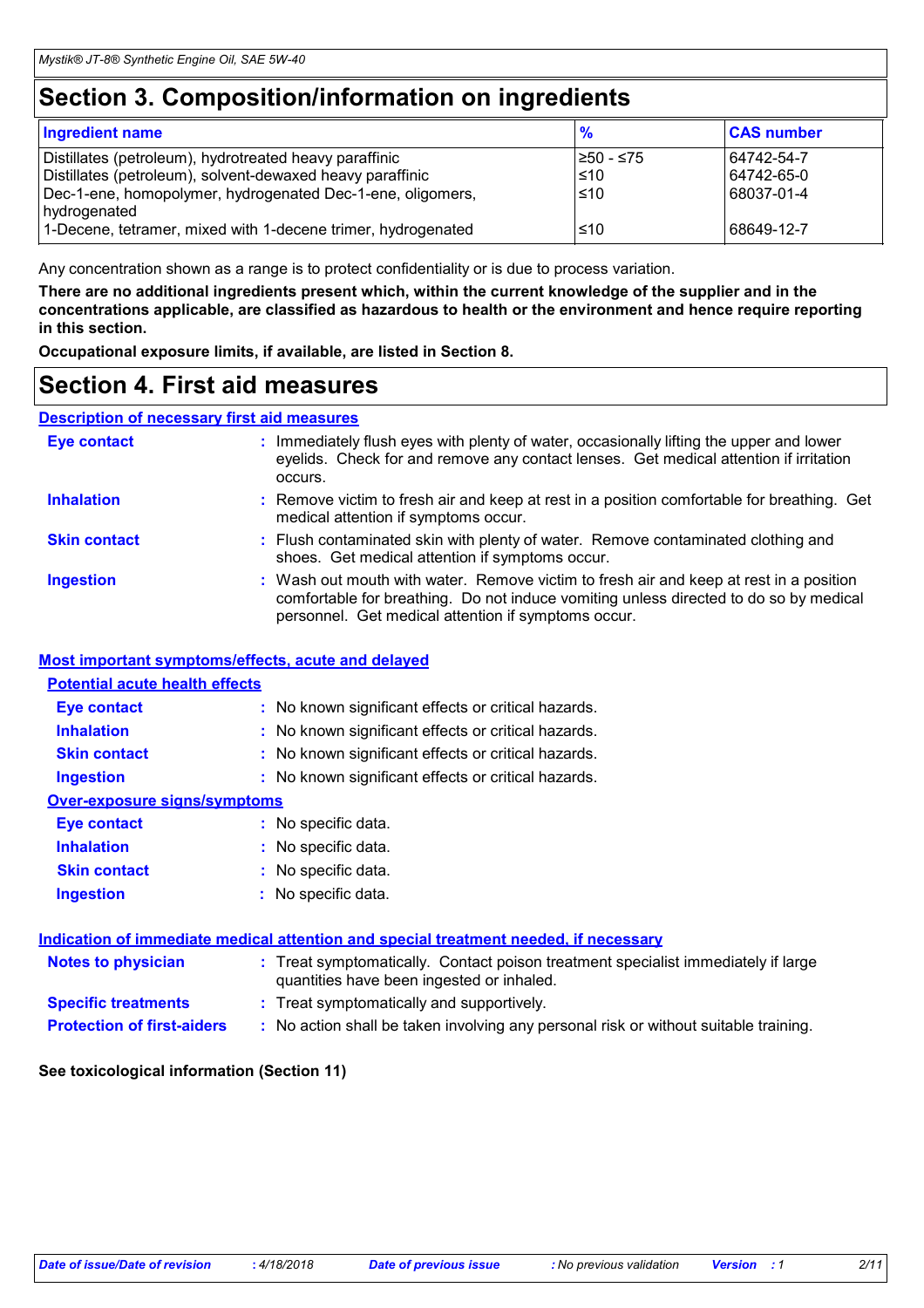# Section 3. Composition/information on ingredients

| Ingredient name | % | CAS number |
|---|---|---|
| Distillates (petroleum), hydrotreated heavy paraffinic | ≥50 - ≤75 | 64742-54-7 |
| Distillates (petroleum), solvent-dewaxed heavy paraffinic | ≤10 | 64742-65-0 |
| Dec-1-ene, homopolymer, hydrogenated Dec-1-ene, oligomers, hydrogenated | ≤10 | 68037-01-4 |
| 1-Decene, tetramer, mixed with 1-decene trimer, hydrogenated | ≤10 | 68649-12-7 |

Any concentration shown as a range is to protect confidentiality or is due to process variation.

**There are no additional ingredients present which, within the current knowledge of the supplier and in the concentrations applicable, are classified as hazardous to health or the environment and hence require reporting in this section.**

**Occupational exposure limits, if available, are listed in Section 8.**

# Section 4. First aid measures

## Description of necessary first aid measures

**Eye contact** : Immediately flush eyes with plenty of water, occasionally lifting the upper and lower eyelids. Check for and remove any contact lenses. Get medical attention if irritation occurs.

**Inhalation** : Remove victim to fresh air and keep at rest in a position comfortable for breathing. Get medical attention if symptoms occur.

**Skin contact** : Flush contaminated skin with plenty of water. Remove contaminated clothing and shoes. Get medical attention if symptoms occur.

**Ingestion** : Wash out mouth with water. Remove victim to fresh air and keep at rest in a position comfortable for breathing. Do not induce vomiting unless directed to do so by medical personnel. Get medical attention if symptoms occur.

## Most important symptoms/effects, acute and delayed

### Potential acute health effects

**Eye contact** : No known significant effects or critical hazards.

**Inhalation** : No known significant effects or critical hazards.

**Skin contact** : No known significant effects or critical hazards.

**Ingestion** : No known significant effects or critical hazards.

### Over-exposure signs/symptoms

**Eye contact** : No specific data.

**Inhalation** : No specific data.

**Skin contact** : No specific data.

**Ingestion** : No specific data.

## Indication of immediate medical attention and special treatment needed, if necessary

**Notes to physician** : Treat symptomatically. Contact poison treatment specialist immediately if large quantities have been ingested or inhaled.

**Specific treatments** : Treat symptomatically and supportively.

**Protection of first-aiders** : No action shall be taken involving any personal risk or without suitable training.

**See toxicological information (Section 11)**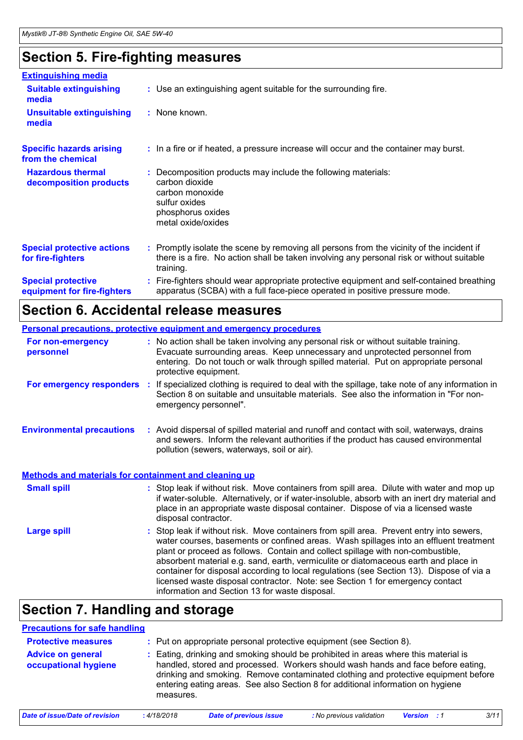## Section 5. Fire-fighting measures

### Extinguishing media

**Suitable extinguishing media** : Use an extinguishing agent suitable for the surrounding fire.

**Unsuitable extinguishing media** : None known.

**Specific hazards arising from the chemical** : In a fire or if heated, a pressure increase will occur and the container may burst.

**Hazardous thermal decomposition products** : Decomposition products may include the following materials:
carbon dioxide
carbon monoxide
sulfur oxides
phosphorus oxides
metal oxide/oxides

**Special protective actions for fire-fighters** : Promptly isolate the scene by removing all persons from the vicinity of the incident if there is a fire. No action shall be taken involving any personal risk or without suitable training.

**Special protective equipment for fire-fighters** : Fire-fighters should wear appropriate protective equipment and self-contained breathing apparatus (SCBA) with a full face-piece operated in positive pressure mode.

## Section 6. Accidental release measures

### Personal precautions, protective equipment and emergency procedures

**For non-emergency personnel** : No action shall be taken involving any personal risk or without suitable training. Evacuate surrounding areas. Keep unnecessary and unprotected personnel from entering. Do not touch or walk through spilled material. Put on appropriate personal protective equipment.

**For emergency responders** : If specialized clothing is required to deal with the spillage, take note of any information in Section 8 on suitable and unsuitable materials. See also the information in "For non-emergency personnel".

**Environmental precautions** : Avoid dispersal of spilled material and runoff and contact with soil, waterways, drains and sewers. Inform the relevant authorities if the product has caused environmental pollution (sewers, waterways, soil or air).

### Methods and materials for containment and cleaning up

**Small spill** : Stop leak if without risk. Move containers from spill area. Dilute with water and mop up if water-soluble. Alternatively, or if water-insoluble, absorb with an inert dry material and place in an appropriate waste disposal container. Dispose of via a licensed waste disposal contractor.

**Large spill** : Stop leak if without risk. Move containers from spill area. Prevent entry into sewers, water courses, basements or confined areas. Wash spillages into an effluent treatment plant or proceed as follows. Contain and collect spillage with non-combustible, absorbent material e.g. sand, earth, vermiculite or diatomaceous earth and place in container for disposal according to local regulations (see Section 13). Dispose of via a licensed waste disposal contractor. Note: see Section 1 for emergency contact information and Section 13 for waste disposal.

## Section 7. Handling and storage

### Precautions for safe handling

**Protective measures** : Put on appropriate personal protective equipment (see Section 8).

**Advice on general occupational hygiene** : Eating, drinking and smoking should be prohibited in areas where this material is handled, stored and processed. Workers should wash hands and face before eating, drinking and smoking. Remove contaminated clothing and protective equipment before entering eating areas. See also Section 8 for additional information on hygiene measures.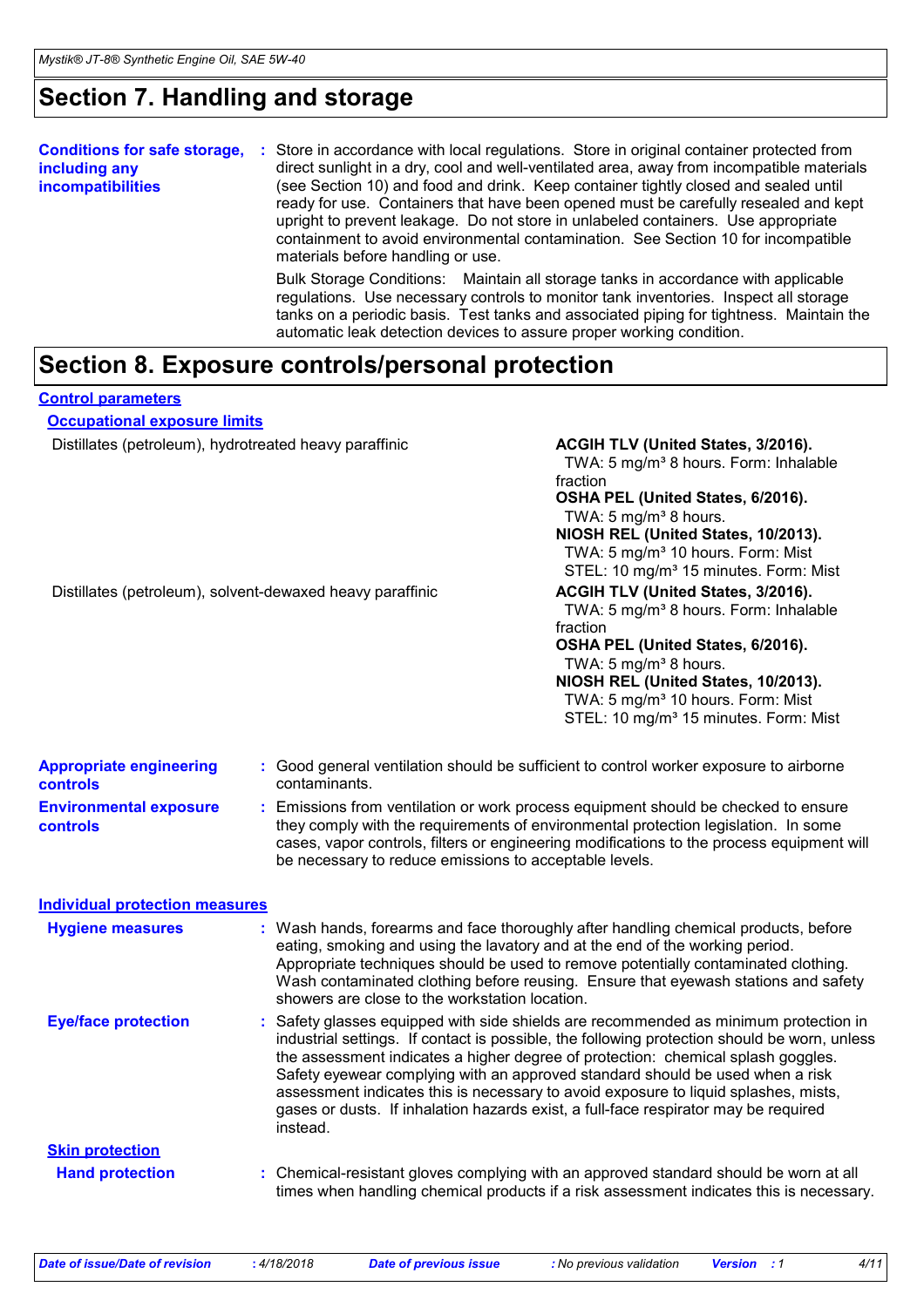## Section 7. Handling and storage

**Conditions for safe storage, including any incompatibilities** : Store in accordance with local regulations. Store in original container protected from direct sunlight in a dry, cool and well-ventilated area, away from incompatible materials (see Section 10) and food and drink. Keep container tightly closed and sealed until ready for use. Containers that have been opened must be carefully resealed and kept upright to prevent leakage. Do not store in unlabeled containers. Use appropriate containment to avoid environmental contamination. See Section 10 for incompatible materials before handling or use.

Bulk Storage Conditions: Maintain all storage tanks in accordance with applicable regulations. Use necessary controls to monitor tank inventories. Inspect all storage tanks on a periodic basis. Test tanks and associated piping for tightness. Maintain the automatic leak detection devices to assure proper working condition.

## Section 8. Exposure controls/personal protection

### Control parameters

#### Occupational exposure limits

| Ingredient name | Exposure limits |
| --- | --- |
| Distillates (petroleum), hydrotreated heavy paraffinic | **ACGIH TLV (United States, 3/2016).** TWA: 5 mg/m³ 8 hours. Form: Inhalable fraction **OSHA PEL (United States, 6/2016).** TWA: 5 mg/m³ 8 hours. **NIOSH REL (United States, 10/2013).** TWA: 5 mg/m³ 10 hours. Form: Mist STEL: 10 mg/m³ 15 minutes. Form: Mist |
| Distillates (petroleum), solvent-dewaxed heavy paraffinic | **ACGIH TLV (United States, 3/2016).** TWA: 5 mg/m³ 8 hours. Form: Inhalable fraction **OSHA PEL (United States, 6/2016).** TWA: 5 mg/m³ 8 hours. **NIOSH REL (United States, 10/2013).** TWA: 5 mg/m³ 10 hours. Form: Mist STEL: 10 mg/m³ 15 minutes. Form: Mist |

**Appropriate engineering controls** : Good general ventilation should be sufficient to control worker exposure to airborne contaminants.

**Environmental exposure controls** : Emissions from ventilation or work process equipment should be checked to ensure they comply with the requirements of environmental protection legislation. In some cases, vapor controls, filters or engineering modifications to the process equipment will be necessary to reduce emissions to acceptable levels.

### Individual protection measures

**Hygiene measures** : Wash hands, forearms and face thoroughly after handling chemical products, before eating, smoking and using the lavatory and at the end of the working period. Appropriate techniques should be used to remove potentially contaminated clothing. Wash contaminated clothing before reusing. Ensure that eyewash stations and safety showers are close to the workstation location.

**Eye/face protection** : Safety glasses equipped with side shields are recommended as minimum protection in industrial settings. If contact is possible, the following protection should be worn, unless the assessment indicates a higher degree of protection: chemical splash goggles. Safety eyewear complying with an approved standard should be used when a risk assessment indicates this is necessary to avoid exposure to liquid splashes, mists, gases or dusts. If inhalation hazards exist, a full-face respirator may be required instead.

**Skin protection**

**Hand protection** : Chemical-resistant gloves complying with an approved standard should be worn at all times when handling chemical products if a risk assessment indicates this is necessary.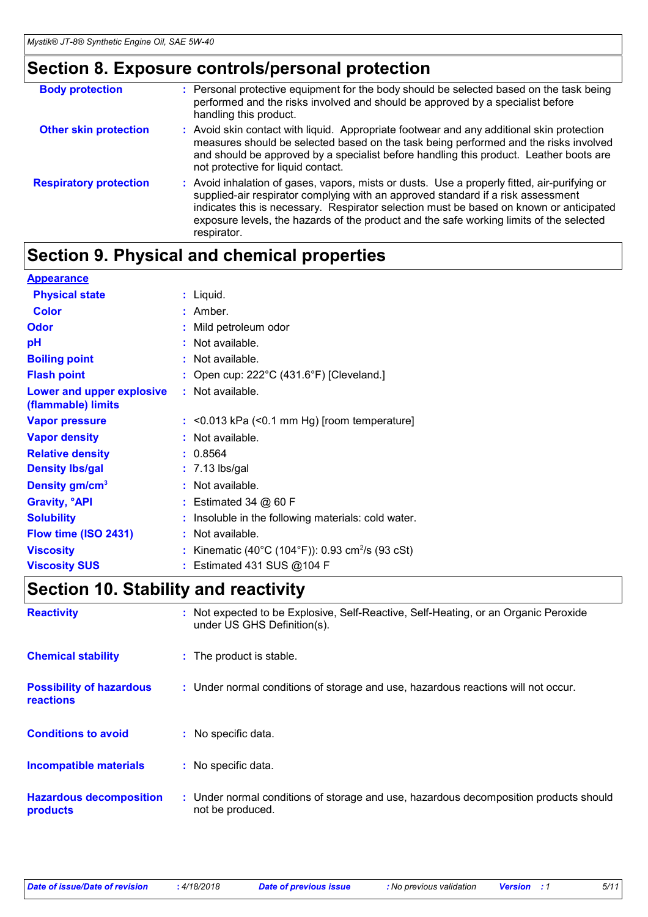## Section 8. Exposure controls/personal protection

| | | |
|---|---|---|
| **Body protection** | : | Personal protective equipment for the body should be selected based on the task being performed and the risks involved and should be approved by a specialist before handling this product. |
| **Other skin protection** | : | Avoid skin contact with liquid. Appropriate footwear and any additional skin protection measures should be selected based on the task being performed and the risks involved and should be approved by a specialist before handling this product. Leather boots are not protective for liquid contact. |
| **Respiratory protection** | : | Avoid inhalation of gases, vapors, mists or dusts. Use a properly fitted, air-purifying or supplied-air respirator complying with an approved standard if a risk assessment indicates this is necessary. Respirator selection must be based on known or anticipated exposure levels, the hazards of the product and the safe working limits of the selected respirator. |

## Section 9. Physical and chemical properties

**Appearance**

| | | |
|---|---|---|
| **Physical state** | : | Liquid. |
| **Color** | : | Amber. |
| **Odor** | : | Mild petroleum odor |
| **pH** | : | Not available. |
| **Boiling point** | : | Not available. |
| **Flash point** | : | Open cup: 222°C (431.6°F) [Cleveland.] |
| **Lower and upper explosive (flammable) limits** | : | Not available. |
| **Vapor pressure** | : | <0.013 kPa (<0.1 mm Hg) [room temperature] |
| **Vapor density** | : | Not available. |
| **Relative density** | : | 0.8564 |
| **Density lbs/gal** | : | 7.13 lbs/gal |
| **Density gm/cm$^3$** | : | Not available. |
| **Gravity, °API** | : | Estimated 34 @ 60 F |
| **Solubility** | : | Insoluble in the following materials: cold water. |
| **Flow time (ISO 2431)** | : | Not available. |
| **Viscosity** | : | Kinematic (40°C (104°F)): 0.93 cm$^2$/s (93 cSt) |
| **Viscosity SUS** | : | Estimated 431 SUS @104 F |

## Section 10. Stability and reactivity

| | | |
|---|---|---|
| **Reactivity** | : | Not expected to be Explosive, Self-Reactive, Self-Heating, or an Organic Peroxide under US GHS Definition(s). |
| **Chemical stability** | : | The product is stable. |
| **Possibility of hazardous reactions** | : | Under normal conditions of storage and use, hazardous reactions will not occur. |
| **Conditions to avoid** | : | No specific data. |
| **Incompatible materials** | : | No specific data. |
| **Hazardous decomposition products** | : | Under normal conditions of storage and use, hazardous decomposition products should not be produced. |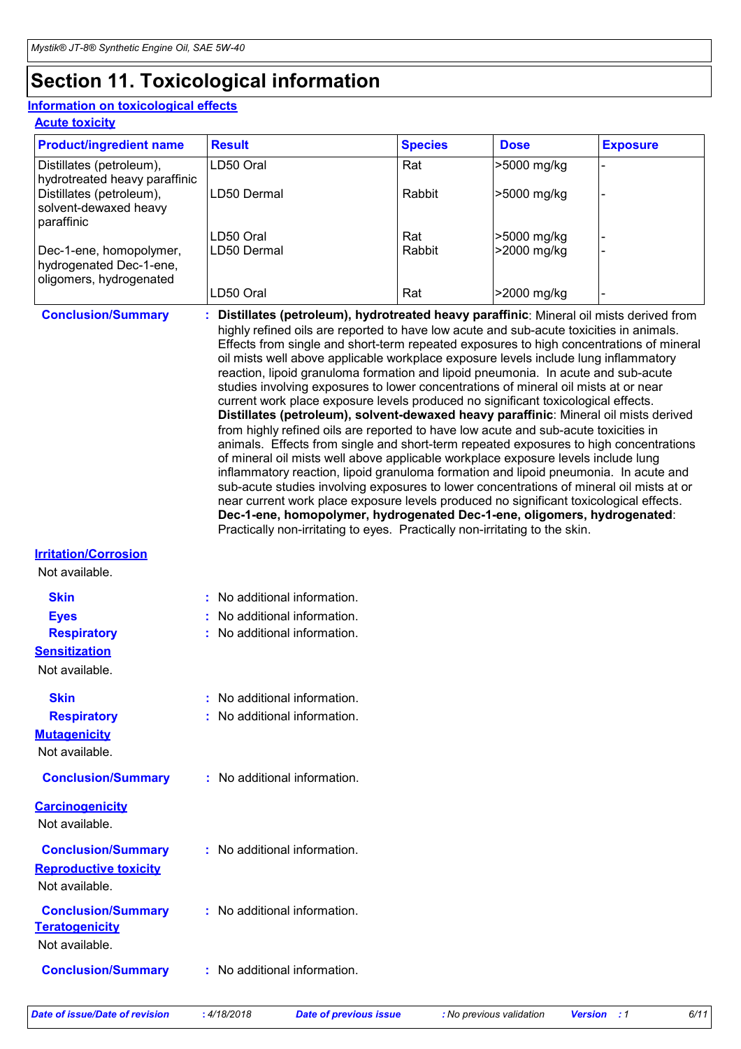# Section 11. Toxicological information

## Information on toxicological effects

### Acute toxicity

| Product/ingredient name | Result | Species | Dose | Exposure |
|---|---|---|---|---|
| Distillates (petroleum), hydrotreated heavy paraffinic | LD50 Oral | Rat | >5000 mg/kg | - |
| | LD50 Dermal | Rabbit | >5000 mg/kg | - |
| Distillates (petroleum), solvent-dewaxed heavy paraffinic | LD50 Oral | Rat | >5000 mg/kg | - |
| | LD50 Dermal | Rabbit | >2000 mg/kg | - |
| Dec-1-ene, homopolymer, hydrogenated Dec-1-ene, oligomers, hydrogenated | LD50 Oral | Rat | >2000 mg/kg | - |

**Conclusion/Summary** : **Distillates (petroleum), hydrotreated heavy paraffinic**: Mineral oil mists derived from highly refined oils are reported to have low acute and sub-acute toxicities in animals. Effects from single and short-term repeated exposures to high concentrations of mineral oil mists well above applicable workplace exposure levels include lung inflammatory reaction, lipoid granuloma formation and lipoid pneumonia. In acute and sub-acute studies involving exposures to lower concentrations of mineral oil mists at or near current work place exposure levels produced no significant toxicological effects.
**Distillates (petroleum), solvent-dewaxed heavy paraffinic**: Mineral oil mists derived from highly refined oils are reported to have low acute and sub-acute toxicities in animals. Effects from single and short-term repeated exposures to high concentrations of mineral oil mists well above applicable workplace exposure levels include lung inflammatory reaction, lipoid granuloma formation and lipoid pneumonia. In acute and sub-acute studies involving exposures to lower concentrations of mineral oil mists at or near current work place exposure levels produced no significant toxicological effects.
**Dec-1-ene, homopolymer, hydrogenated Dec-1-ene, oligomers, hydrogenated**: Practically non-irritating to eyes. Practically non-irritating to the skin.

### Irritation/Corrosion

Not available.

**Skin** : No additional information.

**Eyes** : No additional information.

**Respiratory** : No additional information.

### Sensitization

Not available.

**Skin** : No additional information.

**Respiratory** : No additional information.

### Mutagenicity

Not available.

**Conclusion/Summary** : No additional information.

### Carcinogenicity

Not available.

**Conclusion/Summary** : No additional information.

### Reproductive toxicity

Not available.

**Conclusion/Summary** : No additional information.

### Teratogenicity

Not available.

**Conclusion/Summary** : No additional information.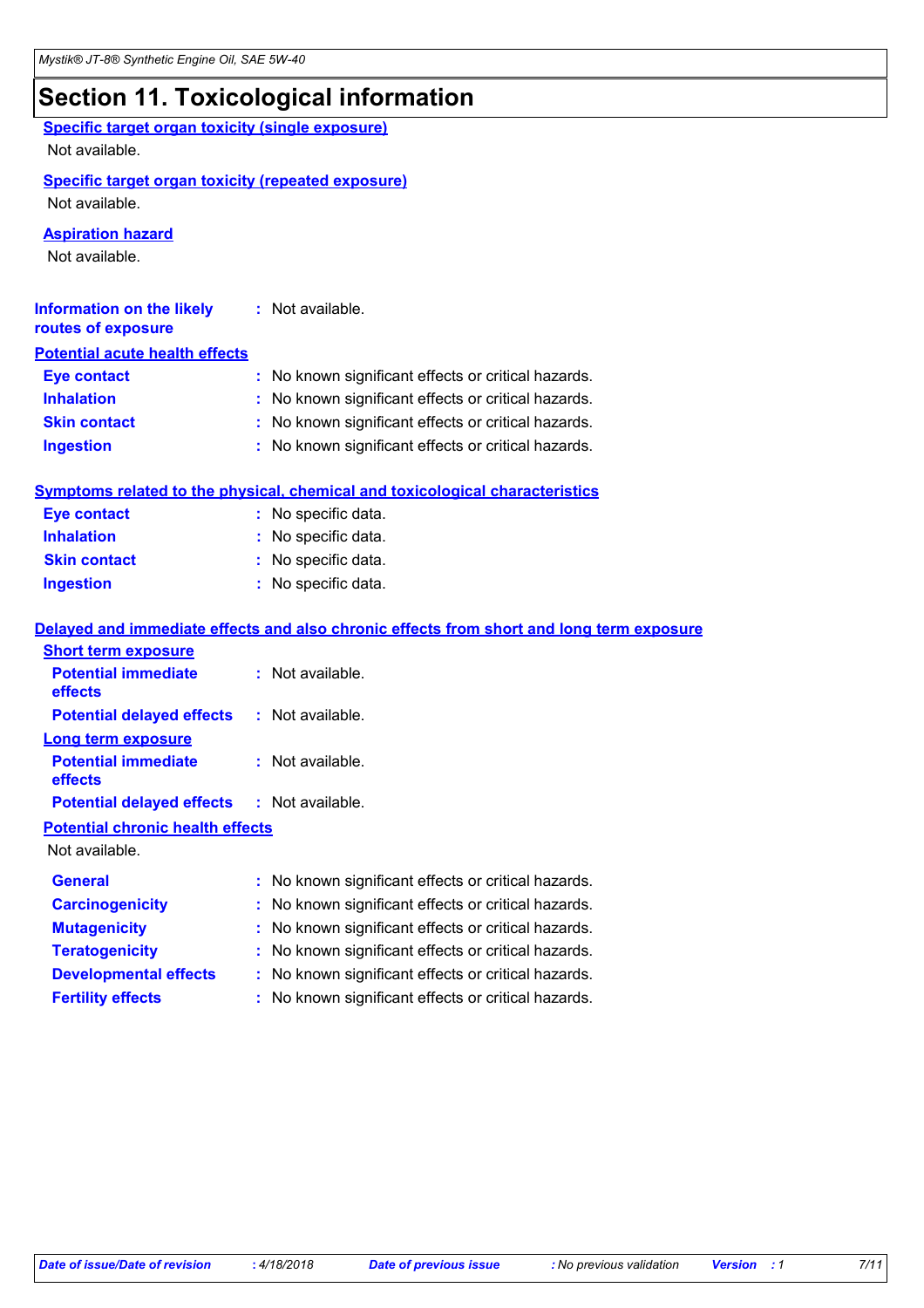# Section 11. Toxicological information

**Specific target organ toxicity (single exposure)**

Not available.

**Specific target organ toxicity (repeated exposure)**

Not available.

**Aspiration hazard**

Not available.

**Information on the likely routes of exposure** : Not available.

**Potential acute health effects**

| | |
|---|---|
| **Eye contact** | : No known significant effects or critical hazards. |
| **Inhalation** | : No known significant effects or critical hazards. |
| **Skin contact** | : No known significant effects or critical hazards. |
| **Ingestion** | : No known significant effects or critical hazards. |

**Symptoms related to the physical, chemical and toxicological characteristics**

| | |
|---|---|
| **Eye contact** | : No specific data. |
| **Inhalation** | : No specific data. |
| **Skin contact** | : No specific data. |
| **Ingestion** | : No specific data. |

**Delayed and immediate effects and also chronic effects from short and long term exposure**

**Short term exposure**

| | |
|---|---|
| **Potential immediate effects** | : Not available. |
| **Potential delayed effects** | : Not available. |

**Long term exposure**

| | |
|---|---|
| **Potential immediate effects** | : Not available. |
| **Potential delayed effects** | : Not available. |

**Potential chronic health effects**

Not available.

| | |
|---|---|
| **General** | : No known significant effects or critical hazards. |
| **Carcinogenicity** | : No known significant effects or critical hazards. |
| **Mutagenicity** | : No known significant effects or critical hazards. |
| **Teratogenicity** | : No known significant effects or critical hazards. |
| **Developmental effects** | : No known significant effects or critical hazards. |
| **Fertility effects** | : No known significant effects or critical hazards. |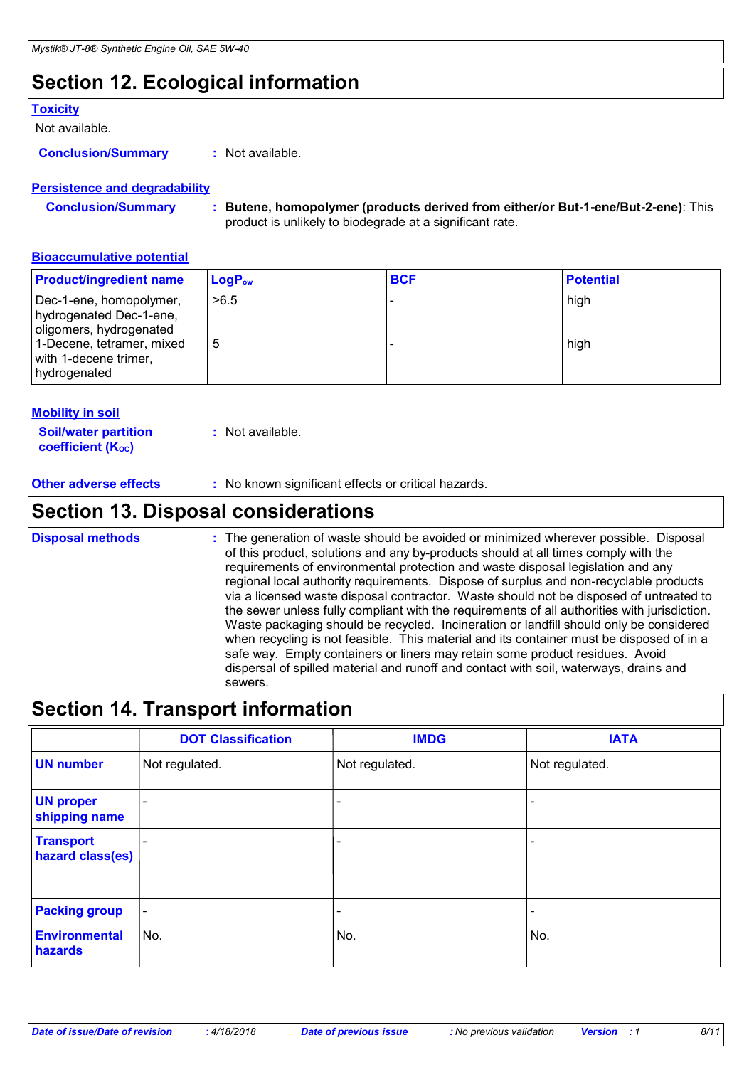## Section 12. Ecological information

### Toxicity

Not available.

**Conclusion/Summary** : Not available.

### Persistence and degradability

**Conclusion/Summary** : **Butene, homopolymer (products derived from either/or But-1-ene/But-2-ene)**: This product is unlikely to biodegrade at a significant rate.

### Bioaccumulative potential

| Product/ingredient name | $LogP_{ow}$ | BCF | Potential |
|---|---|---|---|
| Dec-1-ene, homopolymer, hydrogenated Dec-1-ene, oligomers, hydrogenated | >6.5 | - | high |
| 1-Decene, tetramer, mixed with 1-decene trimer, hydrogenated | 5 | - | high |

### Mobility in soil

**Soil/water partition coefficient ($K_{OC}$)** : Not available.

**Other adverse effects** : No known significant effects or critical hazards.

## Section 13. Disposal considerations

**Disposal methods** : The generation of waste should be avoided or minimized wherever possible. Disposal of this product, solutions and any by-products should at all times comply with the requirements of environmental protection and waste disposal legislation and any regional local authority requirements. Dispose of surplus and non-recyclable products via a licensed waste disposal contractor. Waste should not be disposed of untreated to the sewer unless fully compliant with the requirements of all authorities with jurisdiction. Waste packaging should be recycled. Incineration or landfill should only be considered when recycling is not feasible. This material and its container must be disposed of in a safe way. Empty containers or liners may retain some product residues. Avoid dispersal of spilled material and runoff and contact with soil, waterways, drains and sewers.

## Section 14. Transport information

| | DOT Classification | IMDG | IATA |
|---|---|---|---|
| **UN number** | Not regulated. | Not regulated. | Not regulated. |
| **UN proper shipping name** | - | - | - |
| **Transport hazard class(es)** | - | - | - |
| **Packing group** | - | - | - |
| **Environmental hazards** | No. | No. | No. |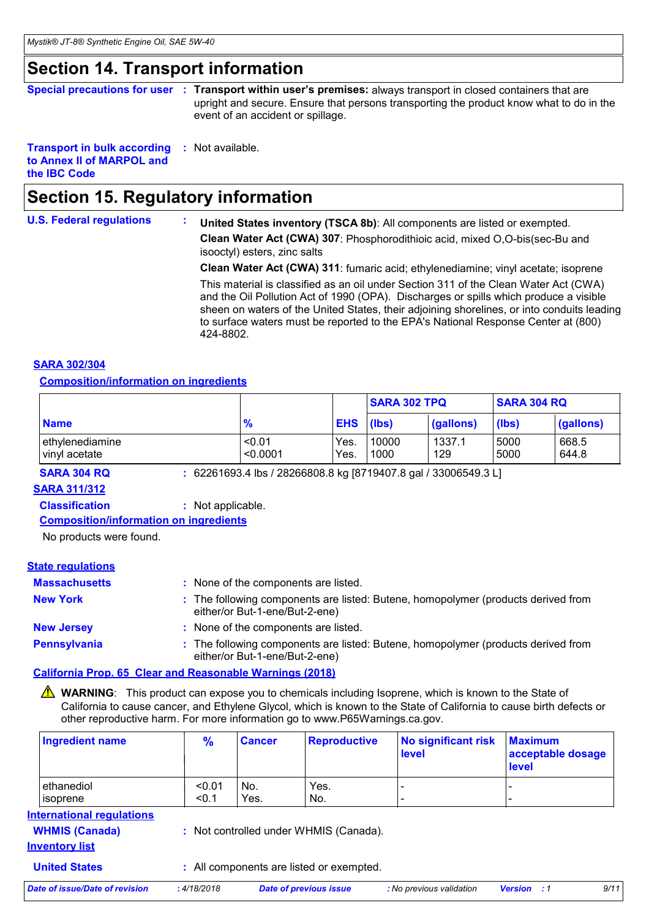## Section 14. Transport information

**Special precautions for user** : **Transport within user's premises:** always transport in closed containers that are upright and secure. Ensure that persons transporting the product know what to do in the event of an accident or spillage.

**Transport in bulk according to Annex II of MARPOL and the IBC Code** : Not available.

## Section 15. Regulatory information

**U.S. Federal regulations** :

**United States inventory (TSCA 8b)**: All components are listed or exempted.

**Clean Water Act (CWA) 307**: Phosphorodithioic acid, mixed O,O-bis(sec-Bu and isooctyl) esters, zinc salts

**Clean Water Act (CWA) 311**: fumaric acid; ethylenediamine; vinyl acetate; isoprene

This material is classified as an oil under Section 311 of the Clean Water Act (CWA) and the Oil Pollution Act of 1990 (OPA). Discharges or spills which produce a visible sheen on waters of the United States, their adjoining shorelines, or into conduits leading to surface waters must be reported to the EPA's National Response Center at (800) 424-8802.

**SARA 302/304**

**Composition/information on ingredients**

| | | | SARA 302 TPQ | | SARA 304 RQ | |
|---|---|---|---|---|---|---|
| **Name** | **%** | **EHS** | **(lbs)** | **(gallons)** | **(lbs)** | **(gallons)** |
| ethylenediamine | <0.01 | Yes. | 10000 | 1337.1 | 5000 | 668.5 |
| vinyl acetate | <0.0001 | Yes. | 1000 | 129 | 5000 | 644.8 |

**SARA 304 RQ** : 62261693.4 lbs / 28266808.8 kg [8719407.8 gal / 33006549.3 L]

**SARA 311/312**

**Classification** : Not applicable.

**Composition/information on ingredients**

No products were found.

**State regulations**

**Massachusetts** : None of the components are listed.

**New York** : The following components are listed: Butene, homopolymer (products derived from either/or But-1-ene/But-2-ene)

**New Jersey** : None of the components are listed.

**Pennsylvania** : The following components are listed: Butene, homopolymer (products derived from either/or But-1-ene/But-2-ene)

**California Prop. 65 Clear and Reasonable Warnings (2018)**

⚠ **WARNING**: This product can expose you to chemicals including Isoprene, which is known to the State of California to cause cancer, and Ethylene Glycol, which is known to the State of California to cause birth defects or other reproductive harm. For more information go to www.P65Warnings.ca.gov.

| Ingredient name | % | Cancer | Reproductive | No significant risk level | Maximum acceptable dosage level |
|---|---|---|---|---|---|
| ethanediol | <0.01 | No. | Yes. | - | - |
| isoprene | <0.1 | Yes. | No. | - | - |

**International regulations**

**WHMIS (Canada)** : Not controlled under WHMIS (Canada).

**Inventory list**

**United States** : All components are listed or exempted.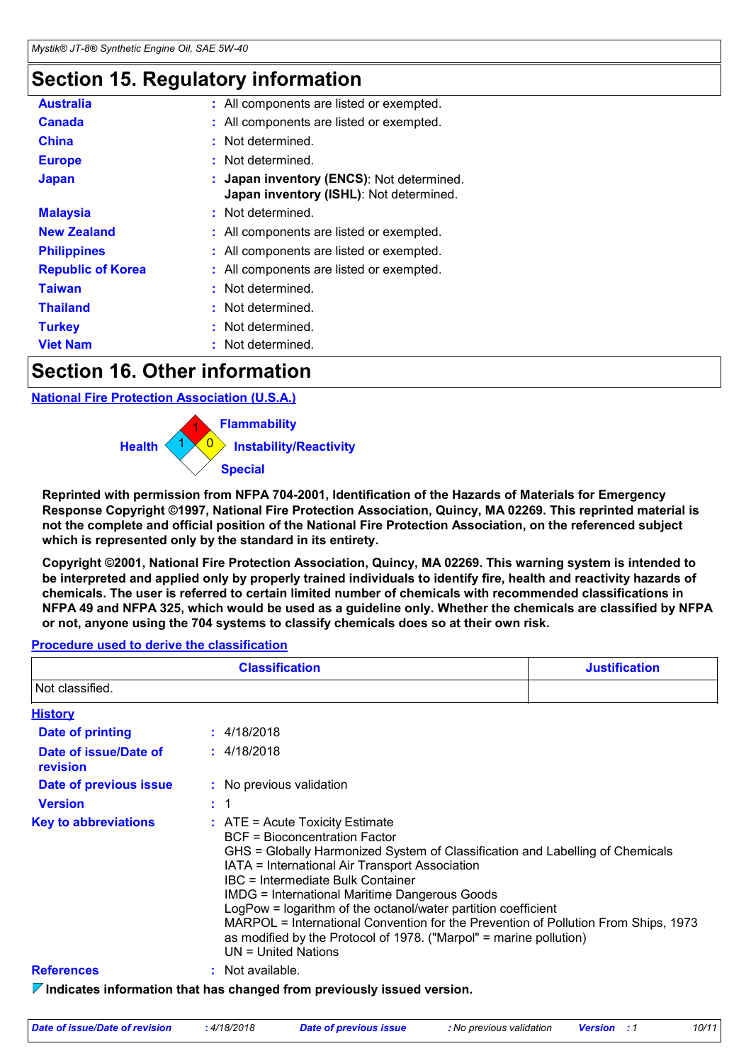## Section 15. Regulatory information

| | |
|---|---|
| **Australia** | : All components are listed or exempted. |
| **Canada** | : All components are listed or exempted. |
| **China** | : Not determined. |
| **Europe** | : Not determined. |
| **Japan** | : **Japan inventory (ENCS)**: Not determined. **Japan inventory (ISHL)**: Not determined. |
| **Malaysia** | : Not determined. |
| **New Zealand** | : All components are listed or exempted. |
| **Philippines** | : All components are listed or exempted. |
| **Republic of Korea** | : All components are listed or exempted. |
| **Taiwan** | : Not determined. |
| **Thailand** | : Not determined. |
| **Turkey** | : Not determined. |
| **Viet Nam** | : Not determined. |

## Section 16. Other information

**National Fire Protection Association (U.S.A.)**

Flammability: 1
Health: 1
Instability/Reactivity: 0
Special

**Reprinted with permission from NFPA 704-2001, Identification of the Hazards of Materials for Emergency Response Copyright ©1997, National Fire Protection Association, Quincy, MA 02269. This reprinted material is not the complete and official position of the National Fire Protection Association, on the referenced subject which is represented only by the standard in its entirety.**

**Copyright ©2001, National Fire Protection Association, Quincy, MA 02269. This warning system is intended to be interpreted and applied only by properly trained individuals to identify fire, health and reactivity hazards of chemicals. The user is referred to certain limited number of chemicals with recommended classifications in NFPA 49 and NFPA 325, which would be used as a guideline only. Whether the chemicals are classified by NFPA or not, anyone using the 704 systems to classify chemicals does so at their own risk.**

**Procedure used to derive the classification**

| Classification | Justification |
|---|---|
| Not classified. | |

**History**

| | |
|---|---|
| **Date of printing** | : 4/18/2018 |
| **Date of issue/Date of revision** | : 4/18/2018 |
| **Date of previous issue** | : No previous validation |
| **Version** | : 1 |
| **Key to abbreviations** | : ATE = Acute Toxicity Estimate<br>BCF = Bioconcentration Factor<br>GHS = Globally Harmonized System of Classification and Labelling of Chemicals<br>IATA = International Air Transport Association<br>IBC = Intermediate Bulk Container<br>IMDG = International Maritime Dangerous Goods<br>LogPow = logarithm of the octanol/water partition coefficient<br>MARPOL = International Convention for the Prevention of Pollution From Ships, 1973 as modified by the Protocol of 1978. ("Marpol" = marine pollution)<br>UN = United Nations |
| **References** | : Not available. |

**Indicates information that has changed from previously issued version.**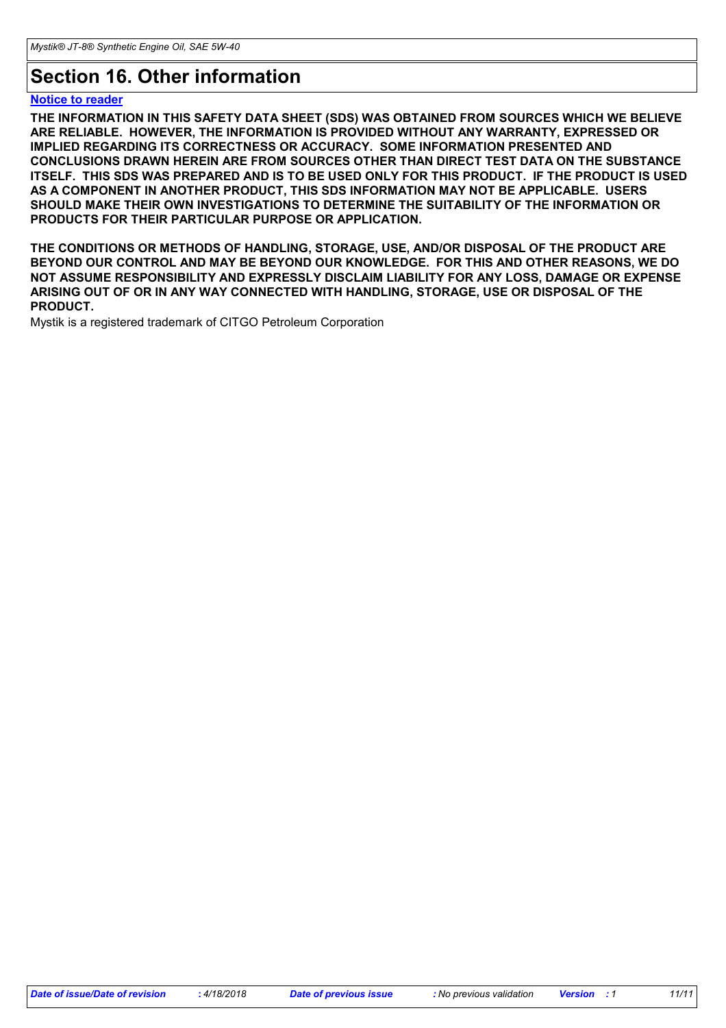# Section 16. Other information

**Notice to reader**

**THE INFORMATION IN THIS SAFETY DATA SHEET (SDS) WAS OBTAINED FROM SOURCES WHICH WE BELIEVE ARE RELIABLE. HOWEVER, THE INFORMATION IS PROVIDED WITHOUT ANY WARRANTY, EXPRESSED OR IMPLIED REGARDING ITS CORRECTNESS OR ACCURACY. SOME INFORMATION PRESENTED AND CONCLUSIONS DRAWN HEREIN ARE FROM SOURCES OTHER THAN DIRECT TEST DATA ON THE SUBSTANCE ITSELF. THIS SDS WAS PREPARED AND IS TO BE USED ONLY FOR THIS PRODUCT. IF THE PRODUCT IS USED AS A COMPONENT IN ANOTHER PRODUCT, THIS SDS INFORMATION MAY NOT BE APPLICABLE. USERS SHOULD MAKE THEIR OWN INVESTIGATIONS TO DETERMINE THE SUITABILITY OF THE INFORMATION OR PRODUCTS FOR THEIR PARTICULAR PURPOSE OR APPLICATION.**

**THE CONDITIONS OR METHODS OF HANDLING, STORAGE, USE, AND/OR DISPOSAL OF THE PRODUCT ARE BEYOND OUR CONTROL AND MAY BE BEYOND OUR KNOWLEDGE. FOR THIS AND OTHER REASONS, WE DO NOT ASSUME RESPONSIBILITY AND EXPRESSLY DISCLAIM LIABILITY FOR ANY LOSS, DAMAGE OR EXPENSE ARISING OUT OF OR IN ANY WAY CONNECTED WITH HANDLING, STORAGE, USE OR DISPOSAL OF THE PRODUCT.**

Mystik is a registered trademark of CITGO Petroleum Corporation